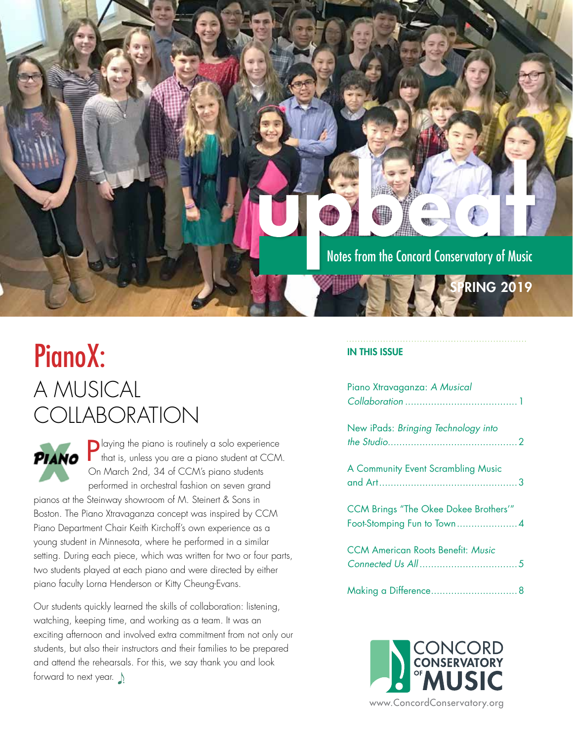# upbeat

Notes from the Concord Conservatory of Music

SPRING 2019

## PianoX: A MUSICAL COLLABORATION

Playing the piano is routinely a solo experience that is, unless you are a piano student at CCM. On March 2nd, 34 of CCM's piano students performed in orchestral fashion on seven grand pianos at the Steinway showroom of M. Steinert & Sons in Boston. The Piano Xtravaganza concept was inspired by CCM Piano Department Chair Keith Kirchoff's own experience as a young student in Minnesota, where he performed in a similar setting. During each piece, which was written for two or four parts, two students played at each piano and were directed by either piano faculty Lorna Henderson or Kitty Cheung-Evans.

Our students quickly learned the skills of collaboration: listening, watching, keeping time, and working as a team. It was an exciting afternoon and involved extra commitment from not only our students, but also their instructors and their families to be prepared and attend the rehearsals. For this, we say thank you and look forward to next year.

### IN THIS ISSUE

- Piano Xtravaganza: *A Musical Collaboration* ....... 1
- New iPads: *Bringing Technology into the Studio* ....... 2
- A Community Event Scrambling Music and Art ....... 3
- CCM Brings "The Okee Dokee Brothers'" Foot-Stomping Fun to Town ....... 4
- CCM American Roots Benefit: *Music Connected Us All* ....... 5
- Making a Difference ....... 8

CONCORD CONSERVATORY OF MUSIC

www.ConcordConservatory.org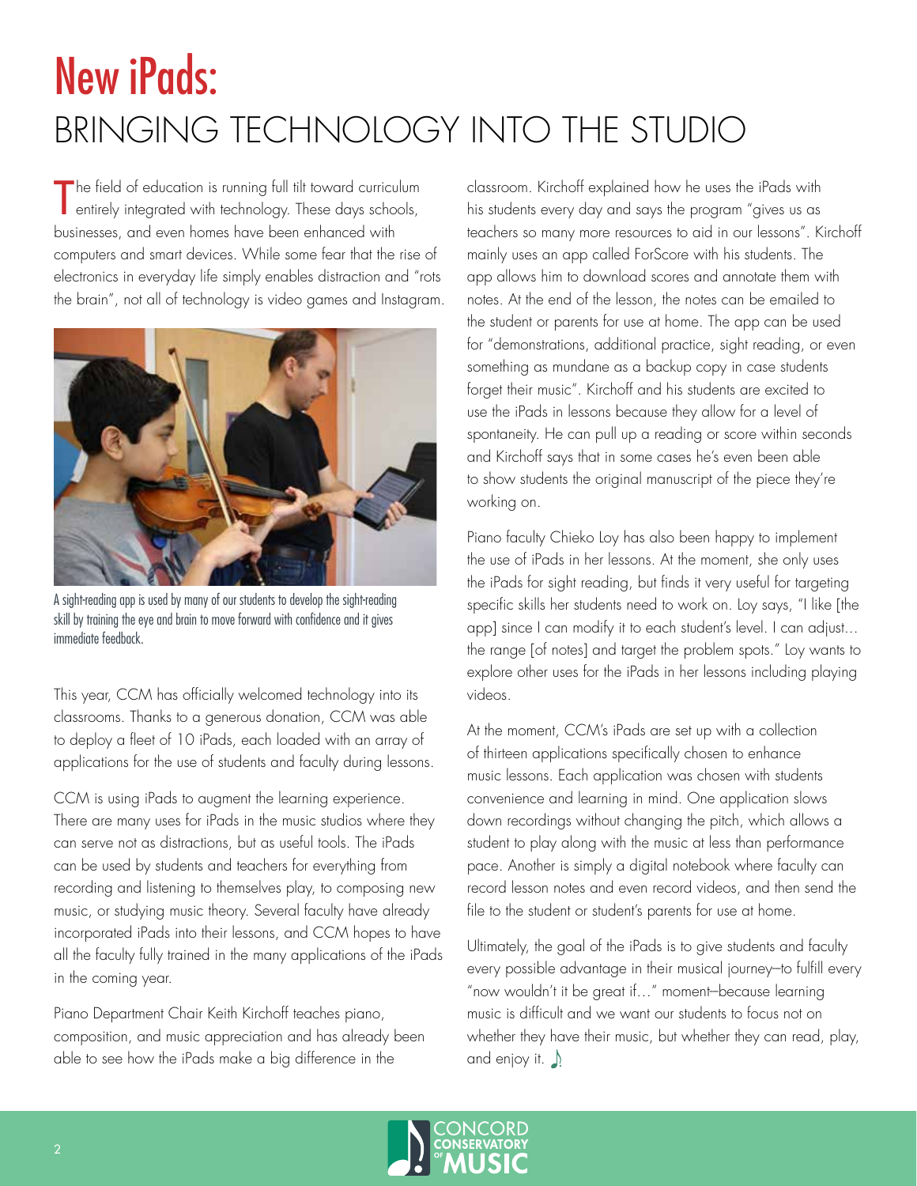# New iPads:
## BRINGING TECHNOLOGY INTO THE STUDIO

The field of education is running full tilt toward curriculum entirely integrated with technology. These days schools, businesses, and even homes have been enhanced with computers and smart devices. While some fear that the rise of electronics in everyday life simply enables distraction and "rots the brain", not all of technology is video games and Instagram.

A sight-reading app is used by many of our students to develop the sight-reading skill by training the eye and brain to move forward with confidence and it gives immediate feedback.

This year, CCM has officially welcomed technology into its classrooms. Thanks to a generous donation, CCM was able to deploy a fleet of 10 iPads, each loaded with an array of applications for the use of students and faculty during lessons.

CCM is using iPads to augment the learning experience. There are many uses for iPads in the music studios where they can serve not as distractions, but as useful tools. The iPads can be used by students and teachers for everything from recording and listening to themselves play, to composing new music, or studying music theory. Several faculty have already incorporated iPads into their lessons, and CCM hopes to have all the faculty fully trained in the many applications of the iPads in the coming year.

Piano Department Chair Keith Kirchoff teaches piano, composition, and music appreciation and has already been able to see how the iPads make a big difference in the classroom. Kirchoff explained how he uses the iPads with his students every day and says the program "gives us as teachers so many more resources to aid in our lessons". Kirchoff mainly uses an app called ForScore with his students. The app allows him to download scores and annotate them with notes. At the end of the lesson, the notes can be emailed to the student or parents for use at home. The app can be used for "demonstrations, additional practice, sight reading, or even something as mundane as a backup copy in case students forget their music". Kirchoff and his students are excited to use the iPads in lessons because they allow for a level of spontaneity. He can pull up a reading or score within seconds and Kirchoff says that in some cases he's even been able to show students the original manuscript of the piece they're working on.

Piano faculty Chieko Loy has also been happy to implement the use of iPads in her lessons. At the moment, she only uses the iPads for sight reading, but finds it very useful for targeting specific skills her students need to work on. Loy says, "I like [the app] since I can modify it to each student's level. I can adjust... the range [of notes] and target the problem spots." Loy wants to explore other uses for the iPads in her lessons including playing videos.

At the moment, CCM's iPads are set up with a collection of thirteen applications specifically chosen to enhance music lessons. Each application was chosen with students convenience and learning in mind. One application slows down recordings without changing the pitch, which allows a student to play along with the music at less than performance pace. Another is simply a digital notebook where faculty can record lesson notes and even record videos, and then send the file to the student or student's parents for use at home.

Ultimately, the goal of the iPads is to give students and faculty every possible advantage in their musical journey–to fulfill every "now wouldn't it be great if…" moment–because learning music is difficult and we want our students to focus not on whether they have their music, but whether they can read, play, and enjoy it. ♪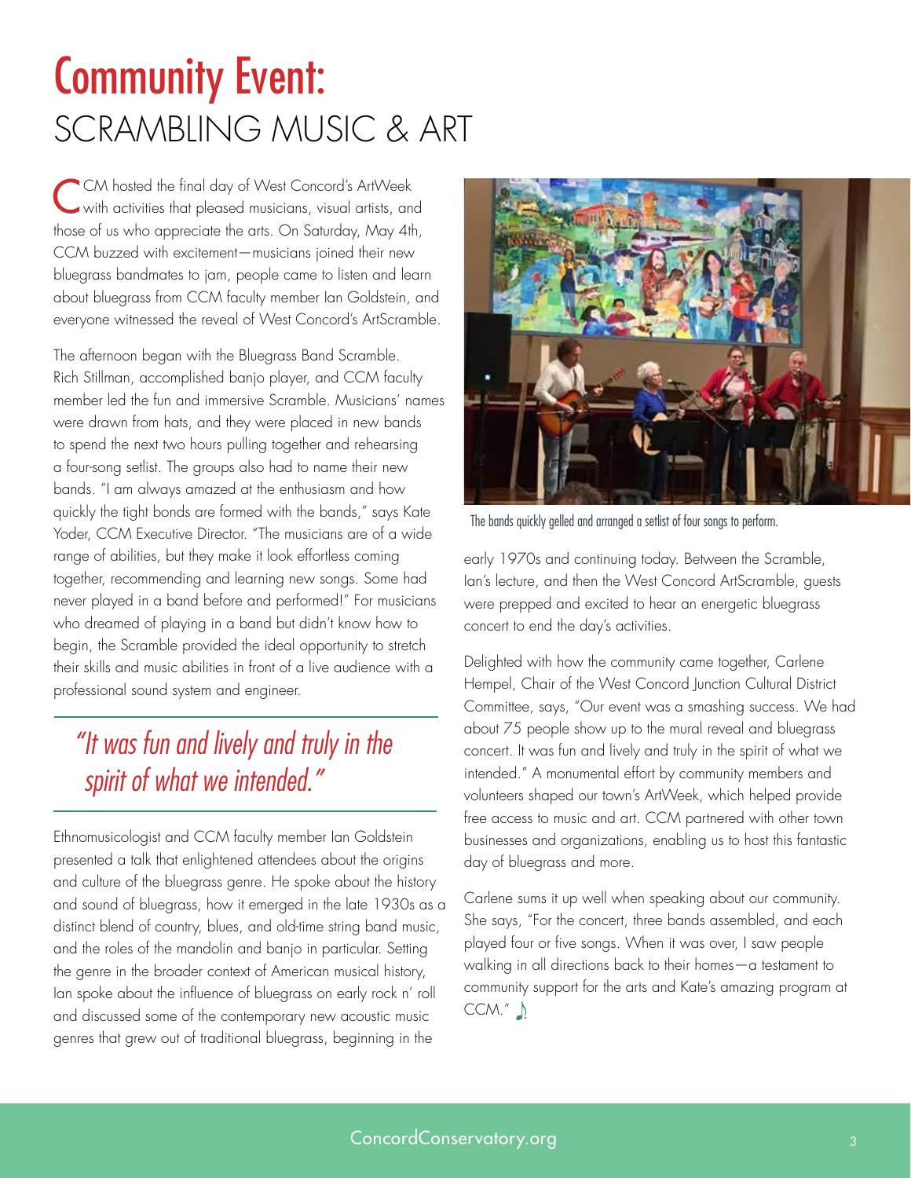# Community Event:
## SCRAMBLING MUSIC & ART

CCM hosted the final day of West Concord's ArtWeek with activities that pleased musicians, visual artists, and those of us who appreciate the arts. On Saturday, May 4th, CCM buzzed with excitement—musicians joined their new bluegrass bandmates to jam, people came to listen and learn about bluegrass from CCM faculty member Ian Goldstein, and everyone witnessed the reveal of West Concord's ArtScramble.

The afternoon began with the Bluegrass Band Scramble. Rich Stillman, accomplished banjo player, and CCM faculty member led the fun and immersive Scramble. Musicians' names were drawn from hats, and they were placed in new bands to spend the next two hours pulling together and rehearsing a four-song setlist. The groups also had to name their new bands. "I am always amazed at the enthusiasm and how quickly the tight bonds are formed with the bands," says Kate Yoder, CCM Executive Director. "The musicians are of a wide range of abilities, but they make it look effortless coming together, recommending and learning new songs. Some had never played in a band before and performed!" For musicians who dreamed of playing in a band but didn't know how to begin, the Scramble provided the ideal opportunity to stretch their skills and music abilities in front of a live audience with a professional sound system and engineer.

> *"It was fun and lively and truly in the spirit of what we intended."*

Ethnomusicologist and CCM faculty member Ian Goldstein presented a talk that enlightened attendees about the origins and culture of the bluegrass genre. He spoke about the history and sound of bluegrass, how it emerged in the late 1930s as a distinct blend of country, blues, and old-time string band music, and the roles of the mandolin and banjo in particular. Setting the genre in the broader context of American musical history, Ian spoke about the influence of bluegrass on early rock n' roll and discussed some of the contemporary new acoustic music genres that grew out of traditional bluegrass, beginning in the early 1970s and continuing today. Between the Scramble, Ian's lecture, and then the West Concord ArtScramble, guests were prepped and excited to hear an energetic bluegrass concert to end the day's activities.

The bands quickly gelled and arranged a setlist of four songs to perform.

Delighted with how the community came together, Carlene Hempel, Chair of the West Concord Junction Cultural District Committee, says, "Our event was a smashing success. We had about 75 people show up to the mural reveal and bluegrass concert. It was fun and lively and truly in the spirit of what we intended." A monumental effort by community members and volunteers shaped our town's ArtWeek, which helped provide free access to music and art. CCM partnered with other town businesses and organizations, enabling us to host this fantastic day of bluegrass and more.

Carlene sums it up well when speaking about our community. She says, "For the concert, three bands assembled, and each played four or five songs. When it was over, I saw people walking in all directions back to their homes—a testament to community support for the arts and Kate's amazing program at CCM." ♪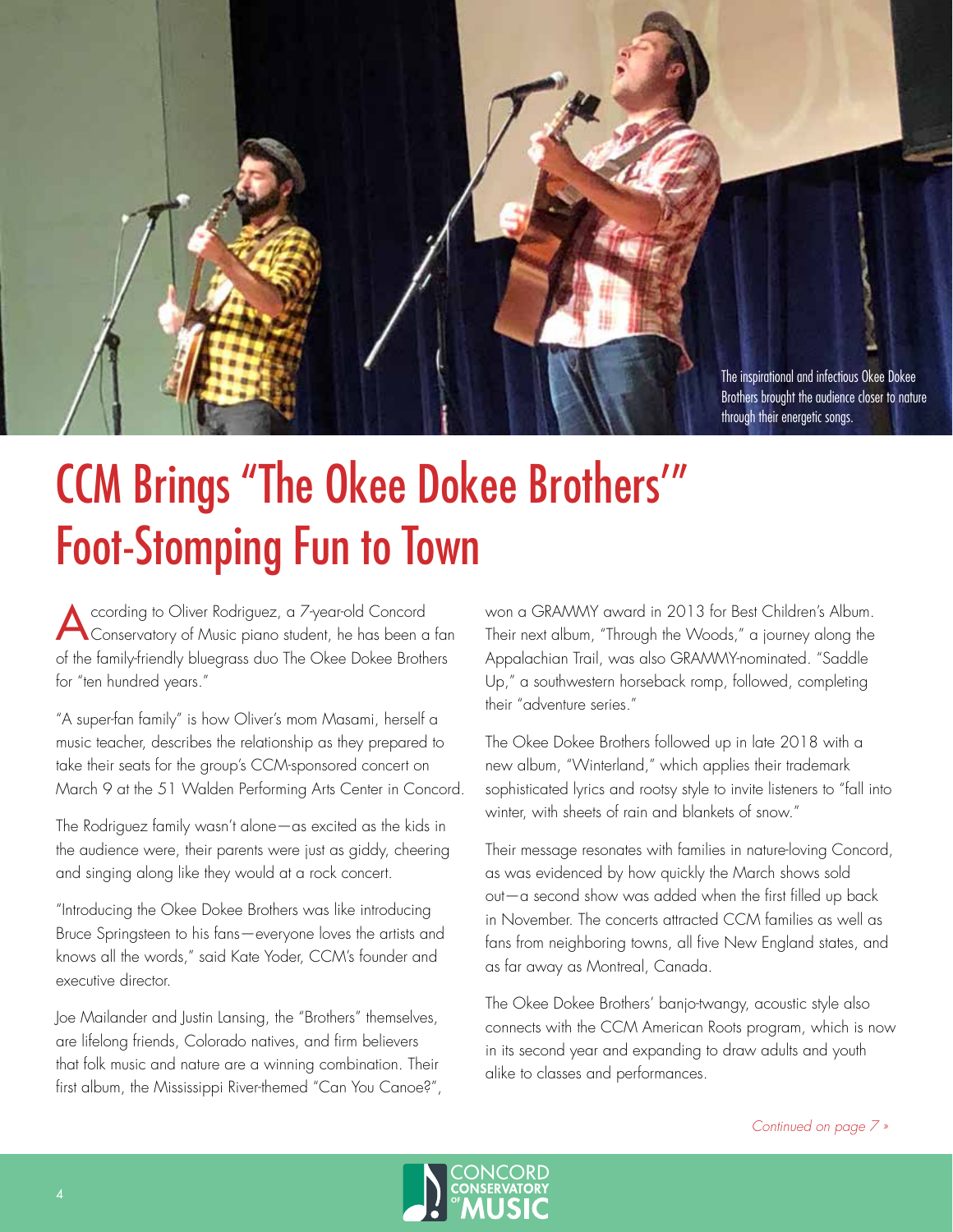The inspirational and infectious Okee Dokee Brothers brought the audience closer to nature through their energetic songs.

# CCM Brings "The Okee Dokee Brothers'" Foot-Stomping Fun to Town

According to Oliver Rodriguez, a 7-year-old Concord Conservatory of Music piano student, he has been a fan of the family-friendly bluegrass duo The Okee Dokee Brothers for "ten hundred years."

"A super-fan family" is how Oliver's mom Masami, herself a music teacher, describes the relationship as they prepared to take their seats for the group's CCM-sponsored concert on March 9 at the 51 Walden Performing Arts Center in Concord.

The Rodriguez family wasn't alone—as excited as the kids in the audience were, their parents were just as giddy, cheering and singing along like they would at a rock concert.

"Introducing the Okee Dokee Brothers was like introducing Bruce Springsteen to his fans—everyone loves the artists and knows all the words," said Kate Yoder, CCM's founder and executive director.

Joe Mailander and Justin Lansing, the "Brothers" themselves, are lifelong friends, Colorado natives, and firm believers that folk music and nature are a winning combination. Their first album, the Mississippi River-themed "Can You Canoe?", won a GRAMMY award in 2013 for Best Children's Album. Their next album, "Through the Woods," a journey along the Appalachian Trail, was also GRAMMY-nominated. "Saddle Up," a southwestern horseback romp, followed, completing their "adventure series."

The Okee Dokee Brothers followed up in late 2018 with a new album, "Winterland," which applies their trademark sophisticated lyrics and rootsy style to invite listeners to "fall into winter, with sheets of rain and blankets of snow."

Their message resonates with families in nature-loving Concord, as was evidenced by how quickly the March shows sold out—a second show was added when the first filled up back in November. The concerts attracted CCM families as well as fans from neighboring towns, all five New England states, and as far away as Montreal, Canada.

The Okee Dokee Brothers' banjo-twangy, acoustic style also connects with the CCM American Roots program, which is now in its second year and expanding to draw adults and youth alike to classes and performances.

*Continued on page 7 »*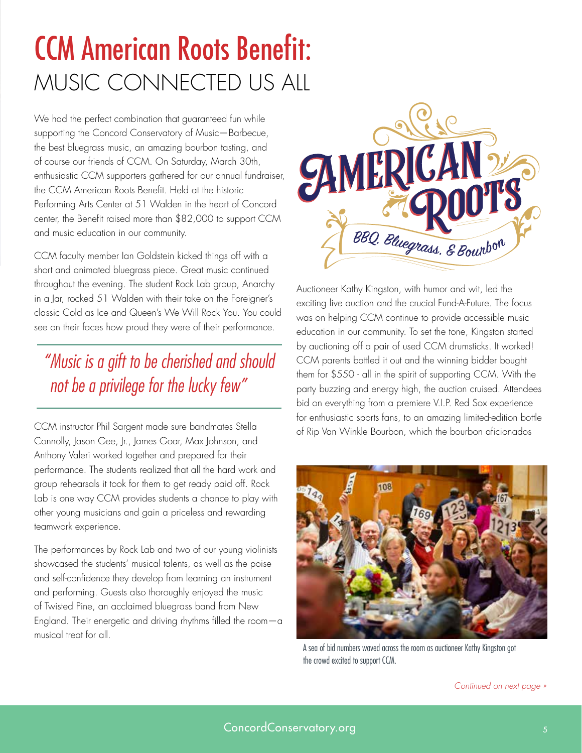# CCM American Roots Benefit: MUSIC CONNECTED US ALL

We had the perfect combination that guaranteed fun while supporting the Concord Conservatory of Music—Barbecue, the best bluegrass music, an amazing bourbon tasting, and of course our friends of CCM. On Saturday, March 30th, enthusiastic CCM supporters gathered for our annual fundraiser, the CCM American Roots Benefit. Held at the historic Performing Arts Center at 51 Walden in the heart of Concord center, the Benefit raised more than $82,000 to support CCM and music education in our community.

CCM faculty member Ian Goldstein kicked things off with a short and animated bluegrass piece. Great music continued throughout the evening. The student Rock Lab group, Anarchy in a Jar, rocked 51 Walden with their take on the Foreigner's classic Cold as Ice and Queen's We Will Rock You. You could see on their faces how proud they were of their performance.

> *"Music is a gift to be cherished and should not be a privilege for the lucky few"*

CCM instructor Phil Sargent made sure bandmates Stella Connolly, Jason Gee, Jr., James Goar, Max Johnson, and Anthony Valeri worked together and prepared for their performance. The students realized that all the hard work and group rehearsals it took for them to get ready paid off. Rock Lab is one way CCM provides students a chance to play with other young musicians and gain a priceless and rewarding teamwork experience.

The performances by Rock Lab and two of our young violinists showcased the students' musical talents, as well as the poise and self-confidence they develop from learning an instrument and performing. Guests also thoroughly enjoyed the music of Twisted Pine, an acclaimed bluegrass band from New England. Their energetic and driving rhythms filled the room—a musical treat for all.

AMERICAN ROOTS

BBQ, Bluegrass, & Bourbon

Auctioneer Kathy Kingston, with humor and wit, led the exciting live auction and the crucial Fund-A-Future. The focus was on helping CCM continue to provide accessible music education in our community. To set the tone, Kingston started by auctioning off a pair of used CCM drumsticks. It worked! CCM parents battled it out and the winning bidder bought them for $550 - all in the spirit of supporting CCM. With the party buzzing and energy high, the auction cruised. Attendees bid on everything from a premiere V.I.P. Red Sox experience for enthusiastic sports fans, to an amazing limited-edition bottle of Rip Van Winkle Bourbon, which the bourbon aficionados

A sea of bid numbers waved across the room as auctioneer Kathy Kingston got the crowd excited to support CCM.

*Continued on next page »*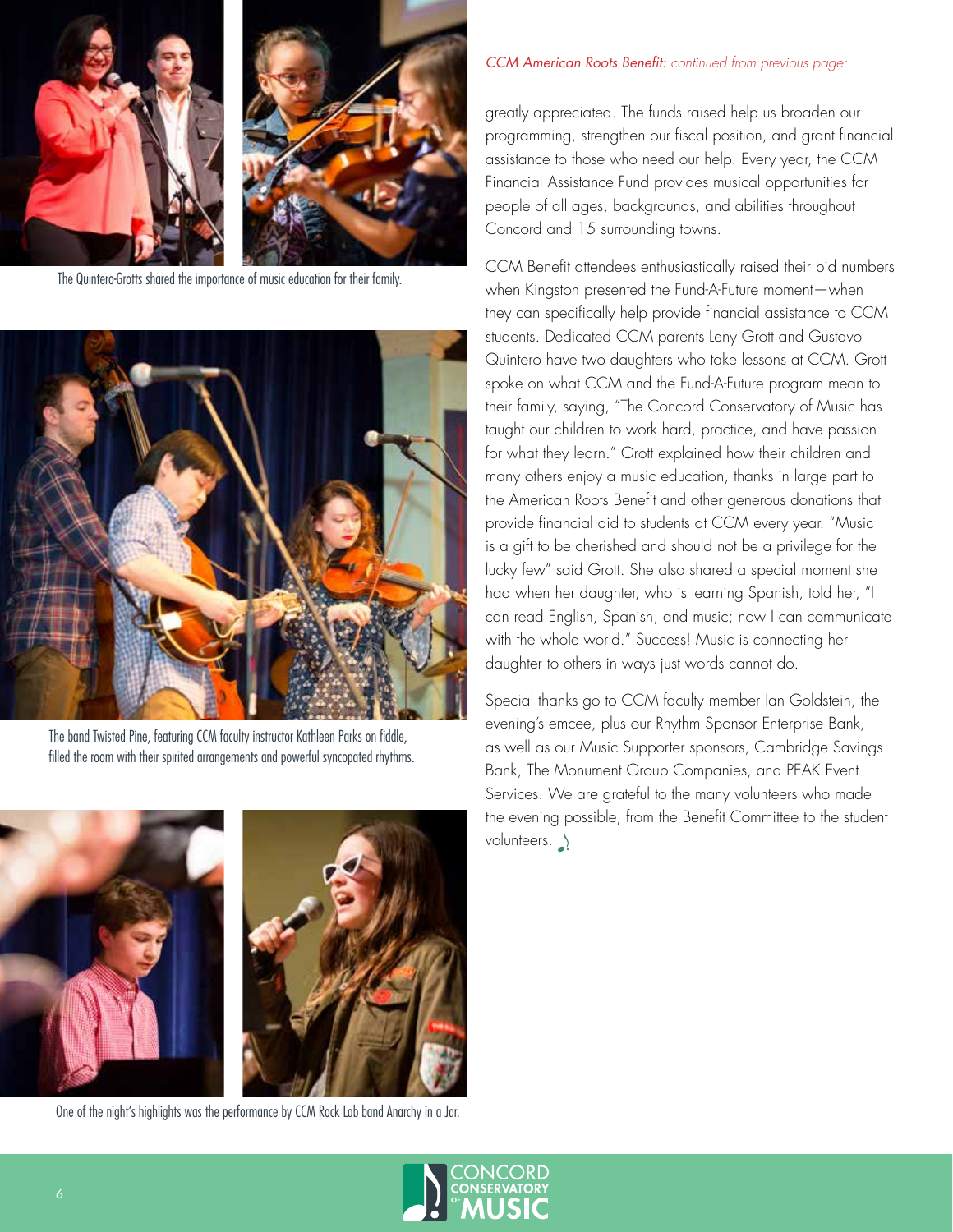The Quintero-Grotts shared the importance of music education for their family.

The band Twisted Pine, featuring CCM faculty instructor Kathleen Parks on fiddle, filled the room with their spirited arrangements and powerful syncopated rhythms.

One of the night's highlights was the performance by CCM Rock Lab band Anarchy in a Jar.

*CCM American Roots Benefit: continued from previous page:*

greatly appreciated. The funds raised help us broaden our programming, strengthen our fiscal position, and grant financial assistance to those who need our help. Every year, the CCM Financial Assistance Fund provides musical opportunities for people of all ages, backgrounds, and abilities throughout Concord and 15 surrounding towns.

CCM Benefit attendees enthusiastically raised their bid numbers when Kingston presented the Fund-A-Future moment—when they can specifically help provide financial assistance to CCM students. Dedicated CCM parents Leny Grott and Gustavo Quintero have two daughters who take lessons at CCM. Grott spoke on what CCM and the Fund-A-Future program mean to their family, saying, "The Concord Conservatory of Music has taught our children to work hard, practice, and have passion for what they learn." Grott explained how their children and many others enjoy a music education, thanks in large part to the American Roots Benefit and other generous donations that provide financial aid to students at CCM every year. "Music is a gift to be cherished and should not be a privilege for the lucky few" said Grott. She also shared a special moment she had when her daughter, who is learning Spanish, told her, "I can read English, Spanish, and music; now I can communicate with the whole world." Success! Music is connecting her daughter to others in ways just words cannot do.

Special thanks go to CCM faculty member Ian Goldstein, the evening's emcee, plus our Rhythm Sponsor Enterprise Bank, as well as our Music Supporter sponsors, Cambridge Savings Bank, The Monument Group Companies, and PEAK Event Services. We are grateful to the many volunteers who made the evening possible, from the Benefit Committee to the student volunteers.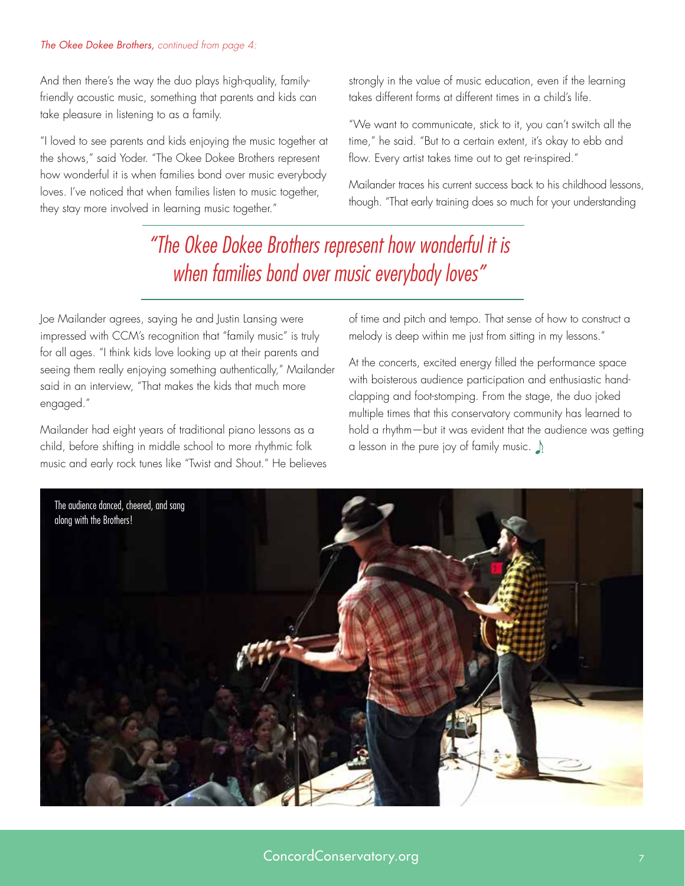*The Okee Dokee Brothers, continued from page 4:*

And then there's the way the duo plays high-quality, family-friendly acoustic music, something that parents and kids can take pleasure in listening to as a family.

"I loved to see parents and kids enjoying the music together at the shows," said Yoder. "The Okee Dokee Brothers represent how wonderful it is when families bond over music everybody loves. I've noticed that when families listen to music together, they stay more involved in learning music together."

> *"The Okee Dokee Brothers represent how wonderful it is when families bond over music everybody loves"*

Joe Mailander agrees, saying he and Justin Lansing were impressed with CCM's recognition that "family music" is truly for all ages. "I think kids love looking up at their parents and seeing them really enjoying something authentically," Mailander said in an interview, "That makes the kids that much more engaged."

Mailander had eight years of traditional piano lessons as a child, before shifting in middle school to more rhythmic folk music and early rock tunes like "Twist and Shout." He believes strongly in the value of music education, even if the learning takes different forms at different times in a child's life.

"We want to communicate, stick to it, you can't switch all the time," he said. "But to a certain extent, it's okay to ebb and flow. Every artist takes time out to get re-inspired."

Mailander traces his current success back to his childhood lessons, though. "That early training does so much for your understanding of time and pitch and tempo. That sense of how to construct a melody is deep within me just from sitting in my lessons."

At the concerts, excited energy filled the performance space with boisterous audience participation and enthusiastic hand-clapping and foot-stomping. From the stage, the duo joked multiple times that this conservatory community has learned to hold a rhythm—but it was evident that the audience was getting a lesson in the pure joy of family music. ♪

The audience danced, cheered, and sang along with the Brothers!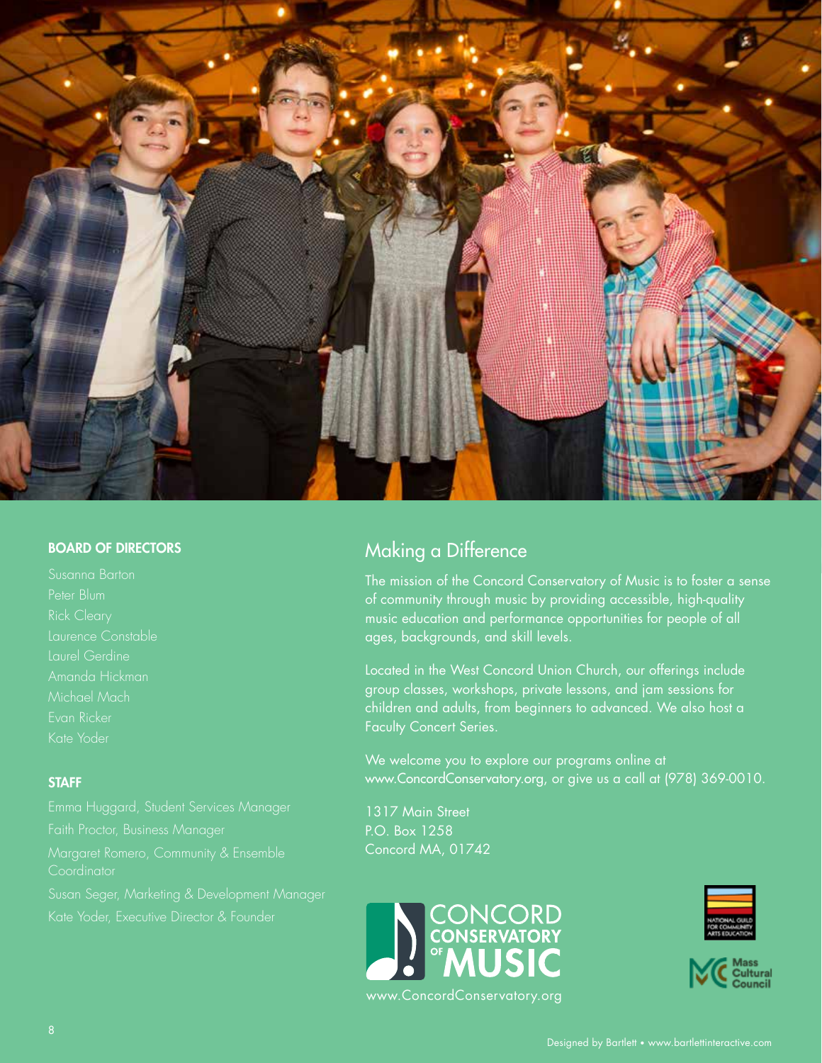## BOARD OF DIRECTORS

Susanna Barton
Peter Blum
Rick Cleary
Laurence Constable
Laurel Gerdine
Amanda Hickman
Michael Mach
Evan Ricker
Kate Yoder

## STAFF

Emma Huggard, Student Services Manager

Faith Proctor, Business Manager

Margaret Romero, Community & Ensemble Coordinator

Susan Seger, Marketing & Development Manager

Kate Yoder, Executive Director & Founder

# Making a Difference

The mission of the Concord Conservatory of Music is to foster a sense of community through music by providing accessible, high-quality music education and performance opportunities for people of all ages, backgrounds, and skill levels.

Located in the West Concord Union Church, our offerings include group classes, workshops, private lessons, and jam sessions for children and adults, from beginners to advanced. We also host a Faculty Concert Series.

We welcome you to explore our programs online at www.ConcordConservatory.org, or give us a call at (978) 369-0010.

1317 Main Street
P.O. Box 1258
Concord MA, 01742

CONCORD CONSERVATORY OF MUSIC
www.ConcordConservatory.org

NATIONAL GUILD FOR COMMUNITY ARTS EDUCATION

Mass Cultural Council

Designed by Bartlett • www.bartlettinteractive.com